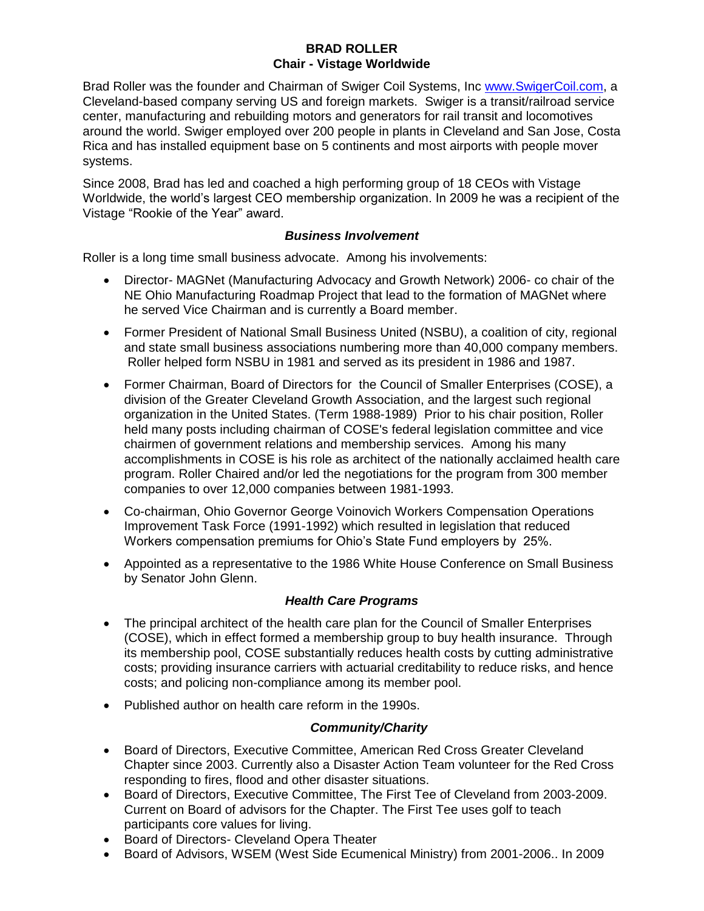# BRAD ROLLER
## Chair - Vistage Worldwide

Brad Roller was the founder and Chairman of Swiger Coil Systems, Inc www.SwigerCoil.com, a Cleveland-based company serving US and foreign markets. Swiger is a transit/railroad service center, manufacturing and rebuilding motors and generators for rail transit and locomotives around the world. Swiger employed over 200 people in plants in Cleveland and San Jose, Costa Rica and has installed equipment base on 5 continents and most airports with people mover systems.

Since 2008, Brad has led and coached a high performing group of 18 CEOs with Vistage Worldwide, the world's largest CEO membership organization. In 2009 he was a recipient of the Vistage "Rookie of the Year" award.

### *Business Involvement*

Roller is a long time small business advocate. Among his involvements:

- Director- MAGNet (Manufacturing Advocacy and Growth Network) 2006- co chair of the NE Ohio Manufacturing Roadmap Project that lead to the formation of MAGNet where he served Vice Chairman and is currently a Board member.
- Former President of National Small Business United (NSBU), a coalition of city, regional and state small business associations numbering more than 40,000 company members. Roller helped form NSBU in 1981 and served as its president in 1986 and 1987.
- Former Chairman, Board of Directors for the Council of Smaller Enterprises (COSE), a division of the Greater Cleveland Growth Association, and the largest such regional organization in the United States. (Term 1988-1989) Prior to his chair position, Roller held many posts including chairman of COSE's federal legislation committee and vice chairmen of government relations and membership services. Among his many accomplishments in COSE is his role as architect of the nationally acclaimed health care program. Roller Chaired and/or led the negotiations for the program from 300 member companies to over 12,000 companies between 1981-1993.
- Co-chairman, Ohio Governor George Voinovich Workers Compensation Operations Improvement Task Force (1991-1992) which resulted in legislation that reduced Workers compensation premiums for Ohio's State Fund employers by 25%.
- Appointed as a representative to the 1986 White House Conference on Small Business by Senator John Glenn.

### *Health Care Programs*

- The principal architect of the health care plan for the Council of Smaller Enterprises (COSE), which in effect formed a membership group to buy health insurance. Through its membership pool, COSE substantially reduces health costs by cutting administrative costs; providing insurance carriers with actuarial creditability to reduce risks, and hence costs; and policing non-compliance among its member pool.
- Published author on health care reform in the 1990s.

### *Community/Charity*

- Board of Directors, Executive Committee, American Red Cross Greater Cleveland Chapter since 2003. Currently also a Disaster Action Team volunteer for the Red Cross responding to fires, flood and other disaster situations.
- Board of Directors, Executive Committee, The First Tee of Cleveland from 2003-2009. Current on Board of advisors for the Chapter. The First Tee uses golf to teach participants core values for living.
- Board of Directors- Cleveland Opera Theater
- Board of Advisors, WSEM (West Side Ecumenical Ministry) from 2001-2006.. In 2009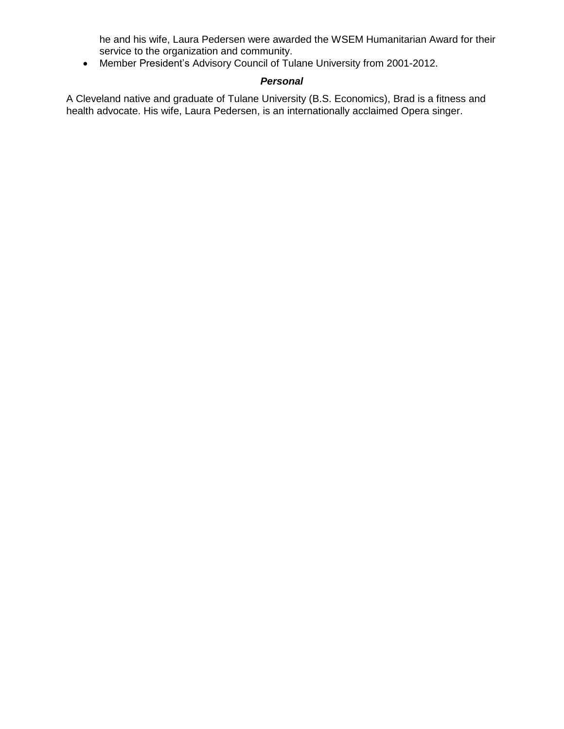he and his wife, Laura Pedersen were awarded the WSEM Humanitarian Award for their service to the organization and community.

- Member President's Advisory Council of Tulane University from 2001-2012.

### *Personal*

A Cleveland native and graduate of Tulane University (B.S. Economics), Brad is a fitness and health advocate. His wife, Laura Pedersen, is an internationally acclaimed Opera singer.